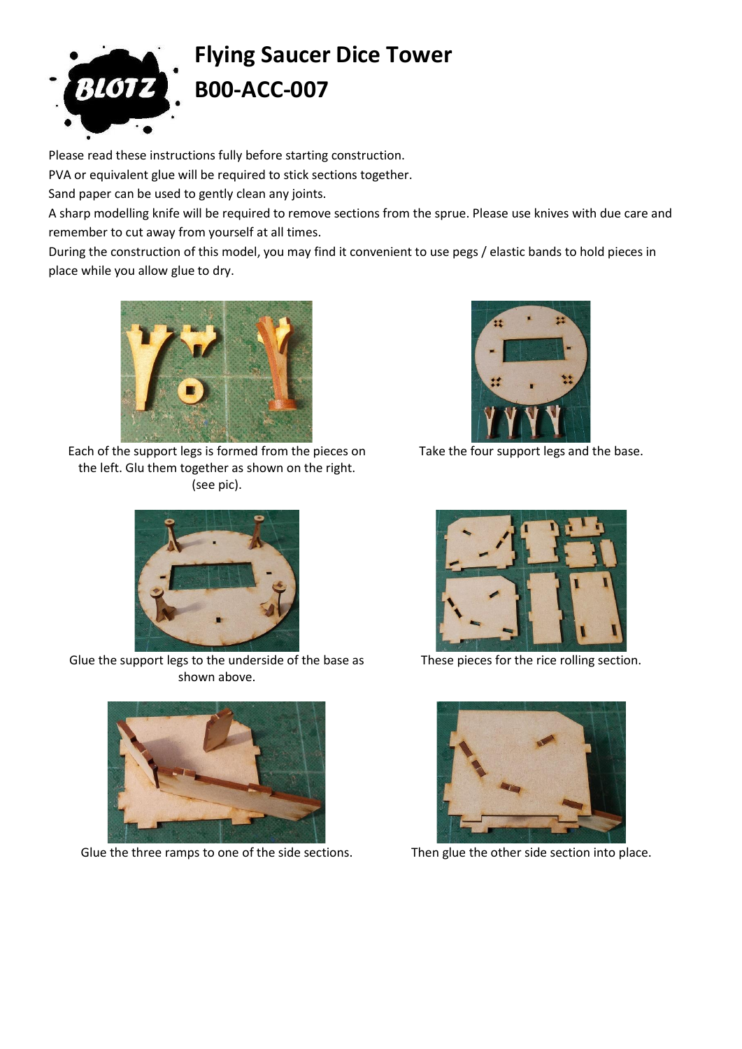# Flying Saucer Dice Tower

# B00-ACC-007

Please read these instructions fully before starting construction.
PVA or equivalent glue will be required to stick sections together.
Sand paper can be used to gently clean any joints.
A sharp modelling knife will be required to remove sections from the sprue. Please use knives with due care and remember to cut away from yourself at all times.
During the construction of this model, you may find it convenient to use pegs / elastic bands to hold pieces in place while you allow glue to dry.

Each of the support legs is formed from the pieces on the left. Glu them together as shown on the right. (see pic).

Take the four support legs and the base.

Glue the support legs to the underside of the base as shown above.

These pieces for the rice rolling section.

Glue the three ramps to one of the side sections.

Then glue the other side section into place.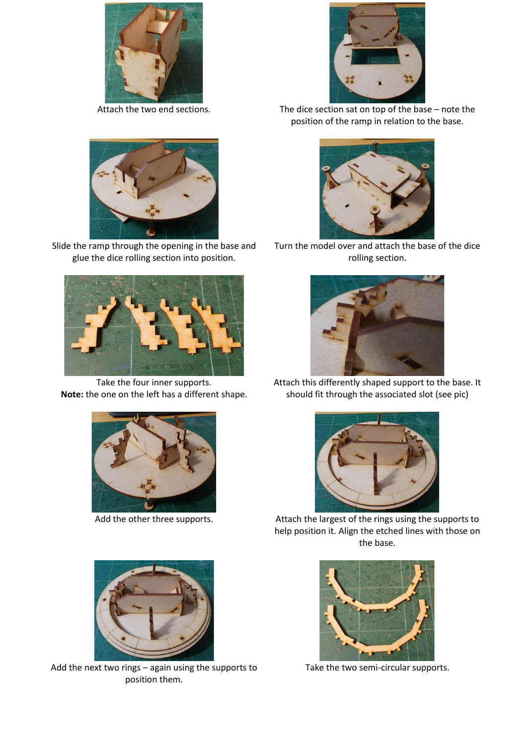Attach the two end sections.

The dice section sat on top of the base – note the position of the ramp in relation to the base.

Slide the ramp through the opening in the base and glue the dice rolling section into position.

Turn the model over and attach the base of the dice rolling section.

Take the four inner supports.
**Note:** the one on the left has a different shape.

Attach this differently shaped support to the base. It should fit through the associated slot (see pic)

Add the other three supports.

Attach the largest of the rings using the supports to help position it. Align the etched lines with those on the base.

Add the next two rings – again using the supports to position them.

Take the two semi-circular supports.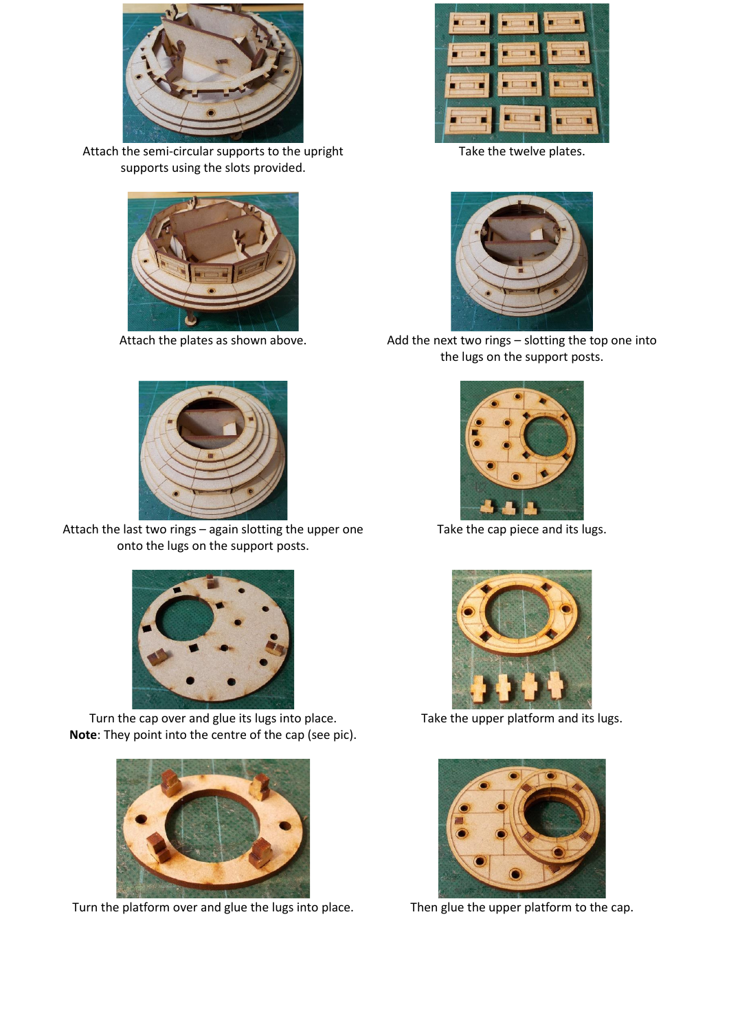Attach the semi-circular supports to the upright supports using the slots provided.

Take the twelve plates.

Attach the plates as shown above.

Add the next two rings – slotting the top one into the lugs on the support posts.

Attach the last two rings – again slotting the upper one onto the lugs on the support posts.

Take the cap piece and its lugs.

Turn the cap over and glue its lugs into place.
**Note**: They point into the centre of the cap (see pic).

Take the upper platform and its lugs.

Turn the platform over and glue the lugs into place.

Then glue the upper platform to the cap.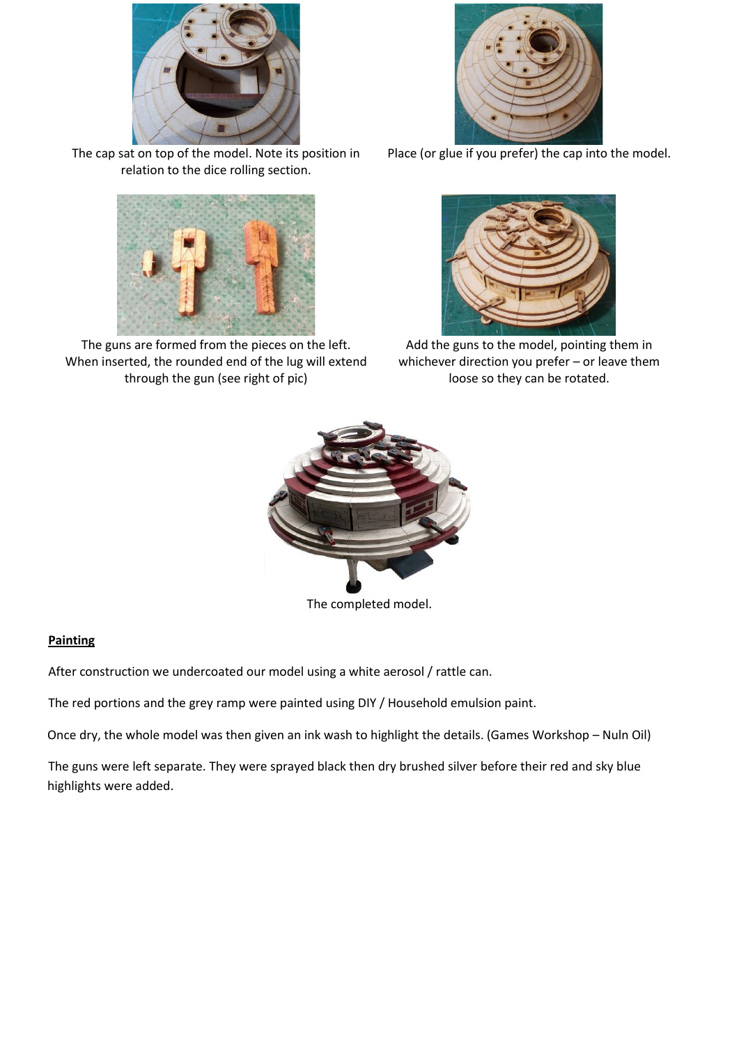The cap sat on top of the model. Note its position in relation to the dice rolling section.

Place (or glue if you prefer) the cap into the model.

The guns are formed from the pieces on the left. When inserted, the rounded end of the lug will extend through the gun (see right of pic)

Add the guns to the model, pointing them in whichever direction you prefer – or leave them loose so they can be rotated.

The completed model.

## Painting

After construction we undercoated our model using a white aerosol / rattle can.

The red portions and the grey ramp were painted using DIY / Household emulsion paint.

Once dry, the whole model was then given an ink wash to highlight the details. (Games Workshop – Nuln Oil)

The guns were left separate. They were sprayed black then dry brushed silver before their red and sky blue highlights were added.